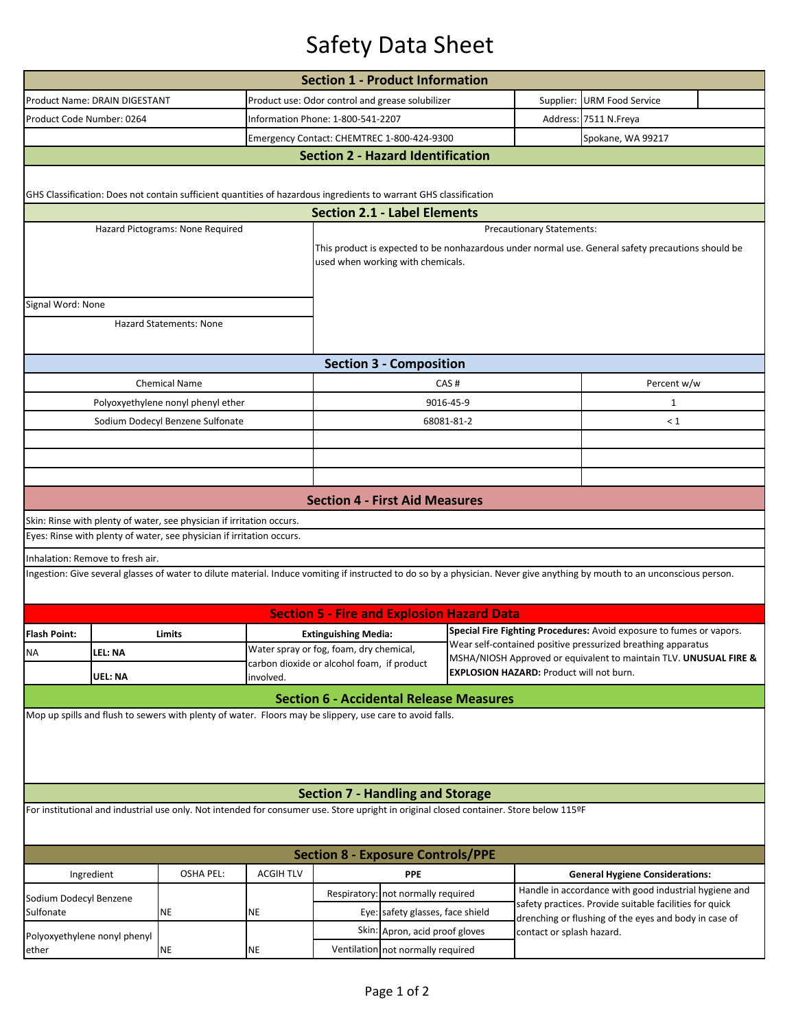# Safety Data Sheet

## Section 1 - Product Information

| | | | |
|---|---|---|---|
| Product Name: DRAIN DIGESTANT | Product use: Odor control and grease solubilizer | Supplier: | URM Food Service |
| Product Code Number: 0264 | Information Phone: 1-800-541-2207 | Address: | 7511 N.Freya |
| | Emergency Contact: CHEMTREC 1-800-424-9300 | | Spokane, WA 99217 |

## Section 2 - Hazard Identification

GHS Classification: Does not contain sufficient quantities of hazardous ingredients to warrant GHS classification

## Section 2.1 - Label Elements

Hazard Pictograms: None Required

Signal Word: None

Hazard Statements: None

Precautionary Statements:

This product is expected to be nonhazardous under normal use. General safety precautions should be used when working with chemicals.

## Section 3 - Composition

| Chemical Name | CAS # | Percent w/w |
|---|---|---|
| Polyoxyethylene nonyl phenyl ether | 9016-45-9 | 1 |
| Sodium Dodecyl Benzene Sulfonate | 68081-81-2 | < 1 |

## Section 4 - First Aid Measures

Skin: Rinse with plenty of water, see physician if irritation occurs.

Eyes: Rinse with plenty of water, see physician if irritation occurs.

Inhalation: Remove to fresh air.

Ingestion: Give several glasses of water to dilute material. Induce vomiting if instructed to do so by a physician. Never give anything by mouth to an unconscious person.

## Section 5 - Fire and Explosion Hazard Data

| Flash Point: | Limits | Extinguishing Media: |
|---|---|---|
| NA | LEL: NA | Water spray or fog, foam, dry chemical, carbon dioxide or alcohol foam, if product involved. |
| | UEL: NA | |

**Special Fire Fighting Procedures:** Avoid exposure to fumes or vapors. Wear self-contained positive pressurized breathing apparatus MSHA/NIOSH Approved or equivalent to maintain TLV. **UNUSUAL FIRE & EXPLOSION HAZARD:** Product will not burn.

## Section 6 - Accidental Release Measures

Mop up spills and flush to sewers with plenty of water. Floors may be slippery, use care to avoid falls.

## Section 7 - Handling and Storage

For institutional and industrial use only. Not intended for consumer use. Store upright in original closed container. Store below 115ºF

## Section 8 - Exposure Controls/PPE

| Ingredient | OSHA PEL: | ACGIH TLV |
|---|---|---|
| Sodium Dodecyl Benzene Sulfonate | NE | NE |
| Polyoxyethylene nonyl phenyl ether | NE | NE |

| PPE | |
|---|---|
| Respiratory: | not normally required |
| Eye: | safety glasses, face shield |
| Skin: | Apron, acid proof gloves |
| Ventilation | not normally required |

**General Hygiene Considerations:**

Handle in accordance with good industrial hygiene and safety practices. Provide suitable facilities for quick drenching or flushing of the eyes and body in case of contact or splash hazard.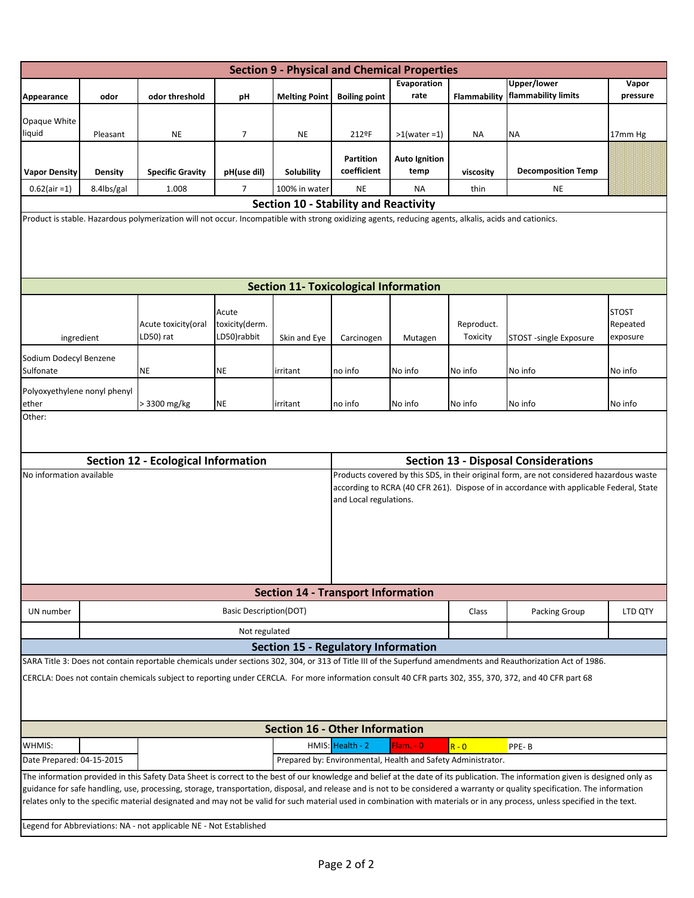## Section 9 - Physical and Chemical Properties

| Appearance | odor | odor threshold | pH | Melting Point | Boiling point | Evaporation rate | Flammability | Upper/lower flammability limits | Vapor pressure |
|---|---|---|---|---|---|---|---|---|---|
| Opaque White liquid | Pleasant | NE | 7 | NE | 212ºF | >1(water =1) | NA | NA | 17mm Hg |
| **Vapor Density** | **Density** | **Specific Gravity** | **pH(use dil)** | **Solubility** | **Partition coefficient** | **Auto Ignition temp** | **viscosity** | **Decomposition Temp** | |
| 0.62(air =1) | 8.4lbs/gal | 1.008 | 7 | 100% in water | NE | NA | thin | NE | |

## Section 10 - Stability and Reactivity

Product is stable. Hazardous polymerization will not occur. Incompatible with strong oxidizing agents, reducing agents, alkalis, acids and cationics.

## Section 11- Toxicological Information

| ingredient | Acute toxicity(oral LD50) rat | Acute toxicity(derm. LD50)rabbit | Skin and Eye | Carcinogen | Mutagen | Reproduct. Toxicity | STOST -single Exposure | STOST Repeated exposure |
|---|---|---|---|---|---|---|---|---|
| Sodium Dodecyl Benzene Sulfonate | NE | NE | irritant | no info | No info | No info | No info | No info |
| Polyoxyethylene nonyl phenyl ether | > 3300 mg/kg | NE | irritant | no info | No info | No info | No info | No info |

Other:

## Section 12 - Ecological Information

No information available

## Section 13 - Disposal Considerations

Products covered by this SDS, in their original form, are not considered hazardous waste according to RCRA (40 CFR 261). Dispose of in accordance with applicable Federal, State and Local regulations.

## Section 14 - Transport Information

| UN number | Basic Description(DOT) | Class | Packing Group | LTD QTY |
|---|---|---|---|---|
| | Not regulated | | | |

## Section 15 - Regulatory Information

SARA Title 3: Does not contain reportable chemicals under sections 302, 304, or 313 of Title III of the Superfund amendments and Reauthorization Act of 1986.

CERCLA: Does not contain chemicals subject to reporting under CERCLA. For more information consult 40 CFR parts 302, 355, 370, 372, and 40 CFR part 68

## Section 16 - Other Information

| | | | | | | |
|---|---|---|---|---|---|---|
| WHMIS: | | HMIS: | Health - 2 | Flam. - 0 | R - 0 | PPE- B |
| Date Prepared: 04-15-2015 | | Prepared by: Environmental, Health and Safety Administrator. | | | | |

The information provided in this Safety Data Sheet is correct to the best of our knowledge and belief at the date of its publication. The information given is designed only as guidance for safe handling, use, processing, storage, transportation, disposal, and release and is not to be considered a warranty or quality specification. The information relates only to the specific material designated and may not be valid for such material used in combination with materials or in any process, unless specified in the text.

Legend for Abbreviations: NA - not applicable NE - Not Established